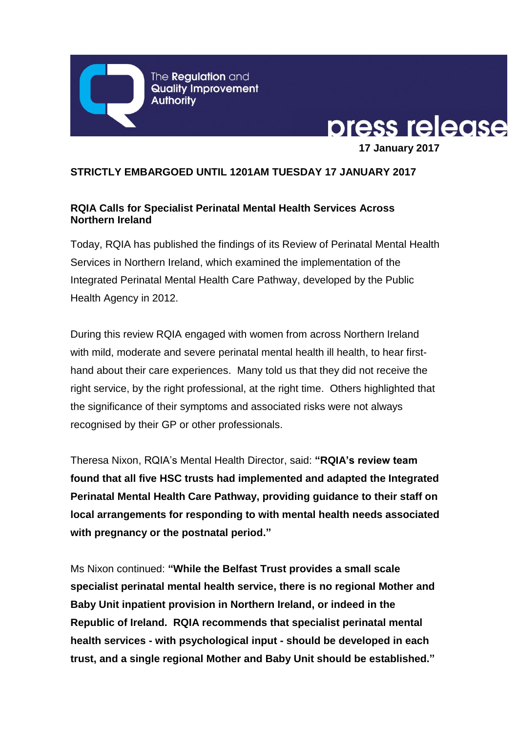The Regulation and Quality Improvement Authority

press release

**17 January 2017**

**STRICTLY EMBARGOED UNTIL 1201AM TUESDAY 17 JANUARY 2017**

**RQIA Calls for Specialist Perinatal Mental Health Services Across Northern Ireland**

Today, RQIA has published the findings of its Review of Perinatal Mental Health Services in Northern Ireland, which examined the implementation of the Integrated Perinatal Mental Health Care Pathway, developed by the Public Health Agency in 2012.

During this review RQIA engaged with women from across Northern Ireland with mild, moderate and severe perinatal mental health ill health, to hear first-hand about their care experiences. Many told us that they did not receive the right service, by the right professional, at the right time. Others highlighted that the significance of their symptoms and associated risks were not always recognised by their GP or other professionals.

Theresa Nixon, RQIA's Mental Health Director, said: **"RQIA's review team found that all five HSC trusts had implemented and adapted the Integrated Perinatal Mental Health Care Pathway, providing guidance to their staff on local arrangements for responding to with mental health needs associated with pregnancy or the postnatal period."**

Ms Nixon continued: **"While the Belfast Trust provides a small scale specialist perinatal mental health service, there is no regional Mother and Baby Unit inpatient provision in Northern Ireland, or indeed in the Republic of Ireland. RQIA recommends that specialist perinatal mental health services - with psychological input - should be developed in each trust, and a single regional Mother and Baby Unit should be established."**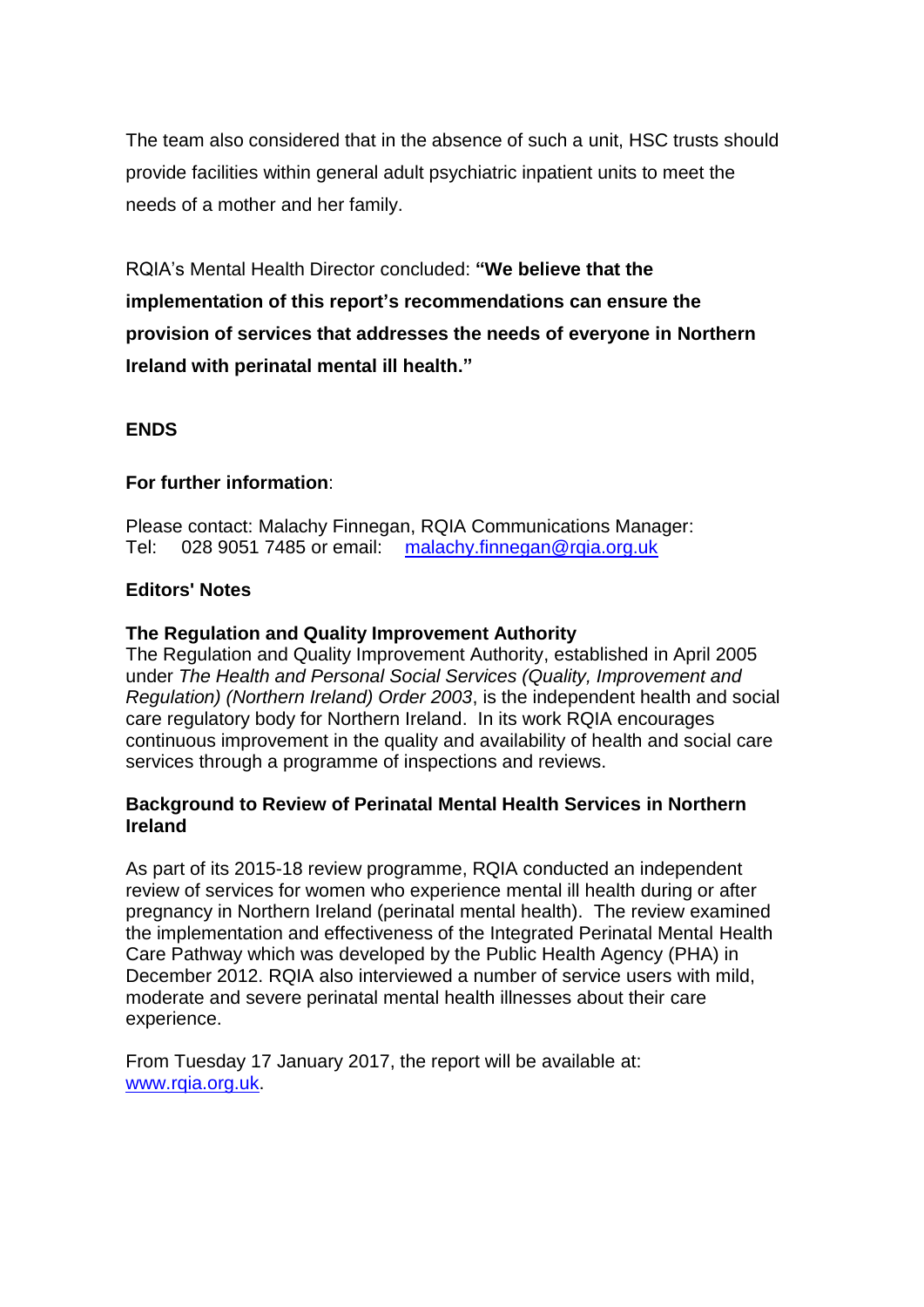The team also considered that in the absence of such a unit, HSC trusts should provide facilities within general adult psychiatric inpatient units to meet the needs of a mother and her family.

RQIA's Mental Health Director concluded: **"We believe that the implementation of this report's recommendations can ensure the provision of services that addresses the needs of everyone in Northern Ireland with perinatal mental ill health."**

**ENDS**

**For further information**:

Please contact: Malachy Finnegan, RQIA Communications Manager:
Tel: 028 9051 7485 or email: malachy.finnegan@rqia.org.uk

**Editors' Notes**

**The Regulation and Quality Improvement Authority**
The Regulation and Quality Improvement Authority, established in April 2005 under *The Health and Personal Social Services (Quality, Improvement and Regulation) (Northern Ireland) Order 2003*, is the independent health and social care regulatory body for Northern Ireland. In its work RQIA encourages continuous improvement in the quality and availability of health and social care services through a programme of inspections and reviews.

**Background to Review of Perinatal Mental Health Services in Northern Ireland**

As part of its 2015-18 review programme, RQIA conducted an independent review of services for women who experience mental ill health during or after pregnancy in Northern Ireland (perinatal mental health). The review examined the implementation and effectiveness of the Integrated Perinatal Mental Health Care Pathway which was developed by the Public Health Agency (PHA) in December 2012. RQIA also interviewed a number of service users with mild, moderate and severe perinatal mental health illnesses about their care experience.

From Tuesday 17 January 2017, the report will be available at: www.rqia.org.uk.